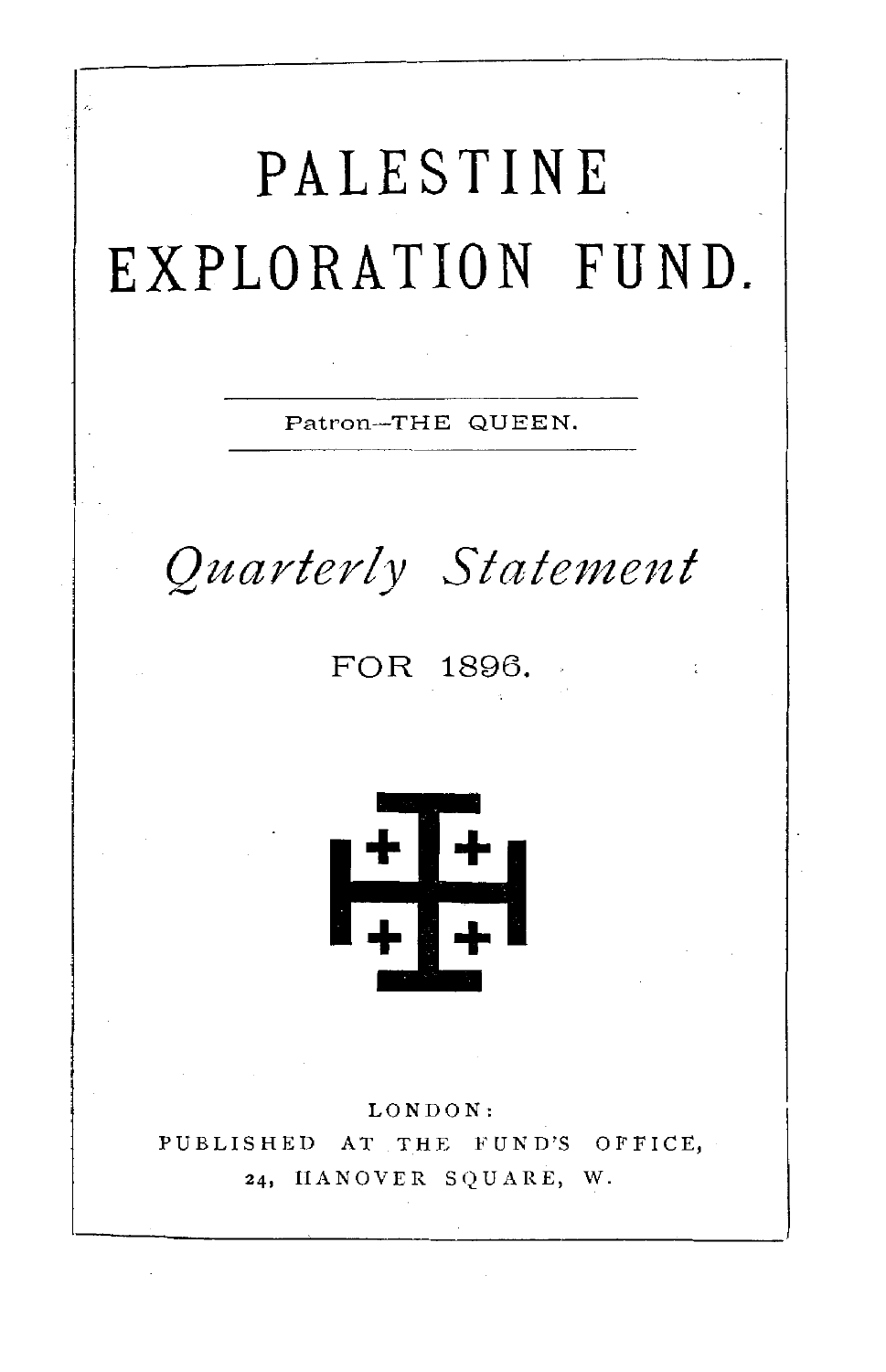# PALESTINE EXPLORATION FUND.

Patron—THE QUEEN.

## *Quarterly Statement*

FOR 1896.

LONDON:
PUBLISHED AT THE FUND'S OFFICE,
24, HANOVER SQUARE, W.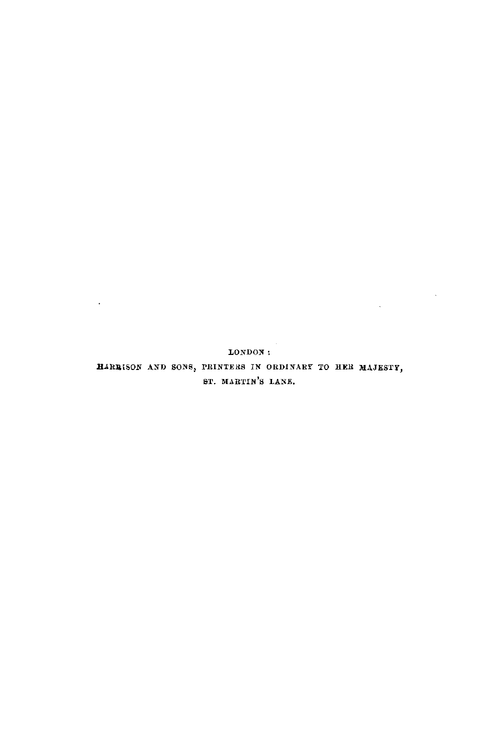LONDON:

HARRISON AND SONS, PRINTERS IN ORDINARY TO HER MAJESTY,

ST. MARTIN'S LANE.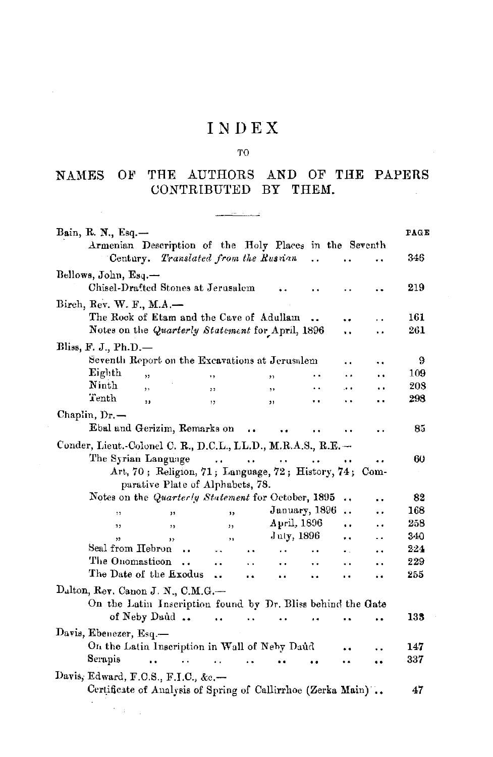# INDEX

TO

## NAMES OF THE AUTHORS AND OF THE PAPERS CONTRIBUTED BY THEM.

PAGE

Bain, R. N., Esq.—
- Armenian Description of the Holy Places in the Seventh Century. *Translated from the Russian* .. .. .. 346

Bellows, John, Esq.—
- Chisel-Drafted Stones at Jerusalem .. .. .. .. 219

Birch, Rev. W. F., M.A.—
- The Rock of Etam and the Cave of Adullam .. .. .. 161
- Notes on the *Quarterly Statement* for April, 1896 .. .. 261

Bliss, F. J., Ph.D.—
- Seventh Report on the Excavations at Jerusalem .. .. 9
- Eighth " " " .. .. .. 109
- Ninth " " " .. .. .. 208
- Tenth " " " .. .. .. 298

Chaplin, Dr.—
- Ebal and Gerizim, Remarks on .. .. .. .. .. 85

Conder, Lieut.-Colonel C. R., D.C.L., LL.D., M.R.A.S., R.E.—
- The Syrian Language .. .. .. .. .. .. 60
  - Art, 70; Religion, 71; Language, 72; History, 74; Comparative Plate of Alphabets, 78.
- Notes on the *Quarterly Statement* for October, 1895 .. .. 82
- " " " January, 1896 .. .. 168
- " " " April, 1896 .. .. 258
- " " " July, 1896 .. .. 340
- Seal from Hebron .. .. .. .. .. .. .. 224
- The Onomasticon .. .. .. .. .. .. .. 229
- The Date of the Exodus .. .. .. .. .. .. 255

Dalton, Rev. Canon J. N., C.M.G.—
- On the Latin Inscription found by Dr. Bliss behind the Gate of Neby Daûd .. .. .. .. .. .. .. 133

Davis, Ebenezer, Esq.—
- On the Latin Inscription in Wall of Neby Daûd .. .. 147
- Serapis .. .. .. .. .. .. .. .. 337

Davis, Edward, F.C.S., F.I.C., &c.—
- Certificate of Analysis of Spring of Callirrhoe (Zerka Main) .. 47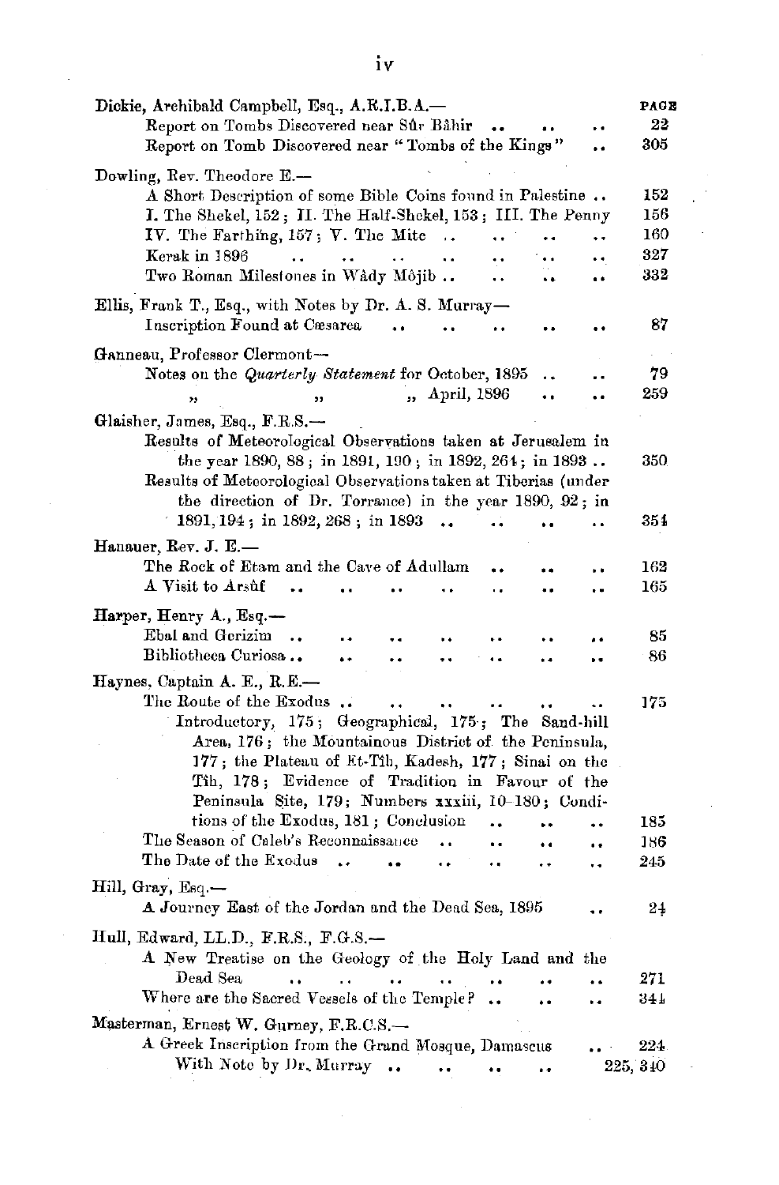| | PAGE |
|---|---|
| **Dickie, Archibald Campbell, Esq., A.R.I.B.A.—** | |
| Report on Tombs Discovered near Sûr Bâhir .. .. .. | 22 |
| Report on Tomb Discovered near "Tombs of the Kings" .. | 305 |
| **Dowling, Rev. Theodore E.—** | |
| A Short Description of some Bible Coins found in Palestine .. | 152 |
| I. The Shekel, 152; II. The Half-Shekel, 153; III. The Penny | 156 |
| IV. The Farthing, 157; V. The Mite .. .. .. .. | 160 |
| Kerak in 1896 .. .. .. .. .. .. .. | 327 |
| Two Roman Milestones in Wâdy Môjib .. .. .. .. | 332 |
| **Ellis, Frank T., Esq., with Notes by Dr. A. S. Murray—** | |
| Inscription Found at Cæsarea .. .. .. .. .. | 87 |
| **Ganneau, Professor Clermont—** | |
| Notes on the *Quarterly Statement* for October, 1895 .. .. | 79 |
| " " " April, 1896 .. .. | 259 |
| **Glaisher, James, Esq., F.R.S.—** | |
| Results of Meteorological Observations taken at Jerusalem in the year 1890, 88; in 1891, 190; in 1892, 264; in 1893 .. | 350 |
| Results of Meteorological Observations taken at Tiberias (under the direction of Dr. Torrance) in the year 1890, 92; in 1891, 194; in 1892, 268; in 1893 .. .. .. .. | 354 |
| **Hanauer, Rev. J. E.—** | |
| The Rock of Etam and the Cave of Adullam .. .. .. | 162 |
| A Visit to Arsûf .. .. .. .. .. .. .. | 165 |
| **Harper, Henry A., Esq.—** | |
| Ebal and Gerizim .. .. .. .. .. .. .. | 85 |
| Bibliotheca Curiosa .. .. .. .. .. .. | 86 |
| **Haynes, Captain A. E., R.E.—** | |
| The Route of the Exodus .. .. .. .. .. .. | 175 |
| Introductory, 175; Geographical, 175; The Sand-hill Area, 176; the Mountainous District of the Peninsula, 177; the Plateau of Et-Tîh, Kadesh, 177; Sinai on the Tîh, 178; Evidence of Tradition in Favour of the Peninsula Site, 179; Numbers xxxiii, 10–180; Conditions of the Exodus, 181; Conclusion .. .. .. | 185 |
| The Season of Caleb's Reconnaissance .. .. .. .. | 186 |
| The Date of the Exodus .. .. .. .. .. .. | 245 |
| **Hill, Gray, Esq.—** | |
| A Journey East of the Jordan and the Dead Sea, 1895 .. | 24 |
| **Hull, Edward, LL.D., F.R.S., F.G.S.—** | |
| A New Treatise on the Geology of the Holy Land and the Dead Sea .. .. .. .. .. .. | 271 |
| Where are the Sacred Vessels of the Temple? .. .. .. | 344 |
| **Masterman, Ernest W. Gurney, F.R.C.S.—** | |
| A Greek Inscription from the Grand Mosque, Damascus .. | 224 |
| With Note by Dr. Murray .. .. .. .. | 225, 340 |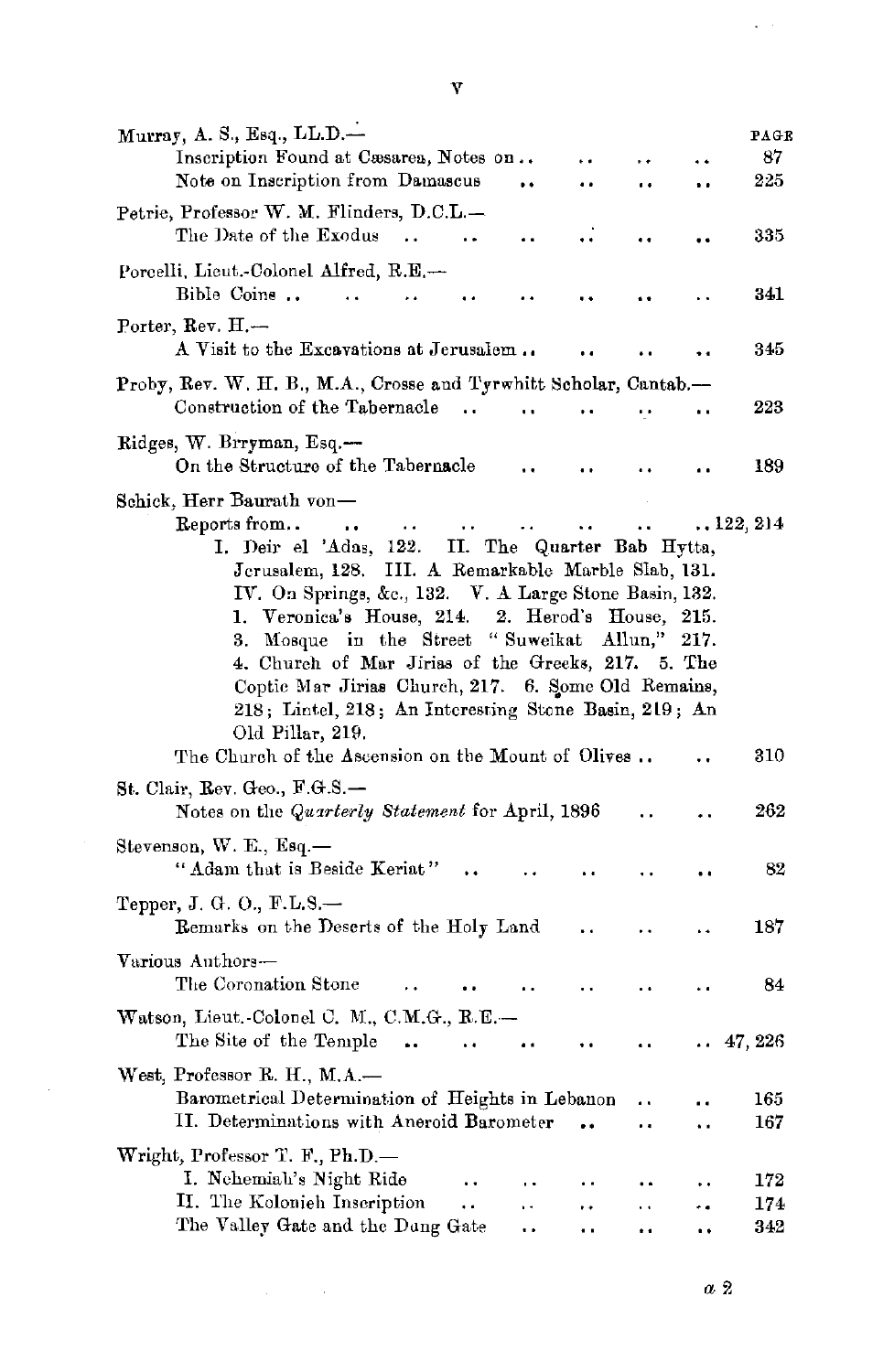| | PAGE |
|---|---|
| Murray, A. S., Esq., LL.D.— | |
| Inscription Found at Cæsarea, Notes on | 87 |
| Note on Inscription from Damascus | 225 |
| Petrie, Professor W. M. Flinders, D.C.L.— | |
| The Date of the Exodus | 335 |
| Porcelli, Lieut.-Colonel Alfred, R.E.— | |
| Bible Coins | 341 |
| Porter, Rev. H.— | |
| A Visit to the Excavations at Jerusalem | 345 |
| Proby, Rev. W. H. B., M.A., Crosse and Tyrwhitt Scholar, Cantab.— | |
| Construction of the Tabernacle | 223 |
| Ridges, W. Berryman, Esq.— | |
| On the Structure of the Tabernacle | 189 |
| Schick, Herr Baurath von— | |
| Reports from | 122, 214 |
| I. Deir el 'Adas, 122. II. The Quarter Bab Hytta, Jerusalem, 128. III. A Remarkable Marble Slab, 131. IV. On Springs, &c., 132. V. A Large Stone Basin, 132. 1. Veronica's House, 214. 2. Herod's House, 215. 3. Mosque in the Street "Suweikat Allun," 217. 4. Church of Mar Jirias of the Greeks, 217. 5. The Coptic Mar Jirias Church, 217. 6. Some Old Remains, 218; Lintel, 218; An Interesting Stone Basin, 219; An Old Pillar, 219. | |
| The Church of the Ascension on the Mount of Olives | 310 |
| St. Clair, Rev. Geo., F.G.S.— | |
| Notes on the *Quarterly Statement* for April, 1896 | 262 |
| Stevenson, W. E., Esq.— | |
| "Adam that is Beside Keriat" | 82 |
| Tepper, J. G. O., F.L.S.— | |
| Remarks on the Deserts of the Holy Land | 187 |
| Various Authors— | |
| The Coronation Stone | 84 |
| Watson, Lieut.-Colonel C. M., C.M.G., R.E.— | |
| The Site of the Temple | 47, 226 |
| West, Professor R. H., M.A.— | |
| Barometrical Determination of Heights in Lebanon | 165 |
| II. Determinations with Aneroid Barometer | 167 |
| Wright, Professor T. F., Ph.D.— | |
| I. Nehemiah's Night Ride | 172 |
| II. The Kolonieh Inscription | 174 |
| The Valley Gate and the Dung Gate | 342 |

a 2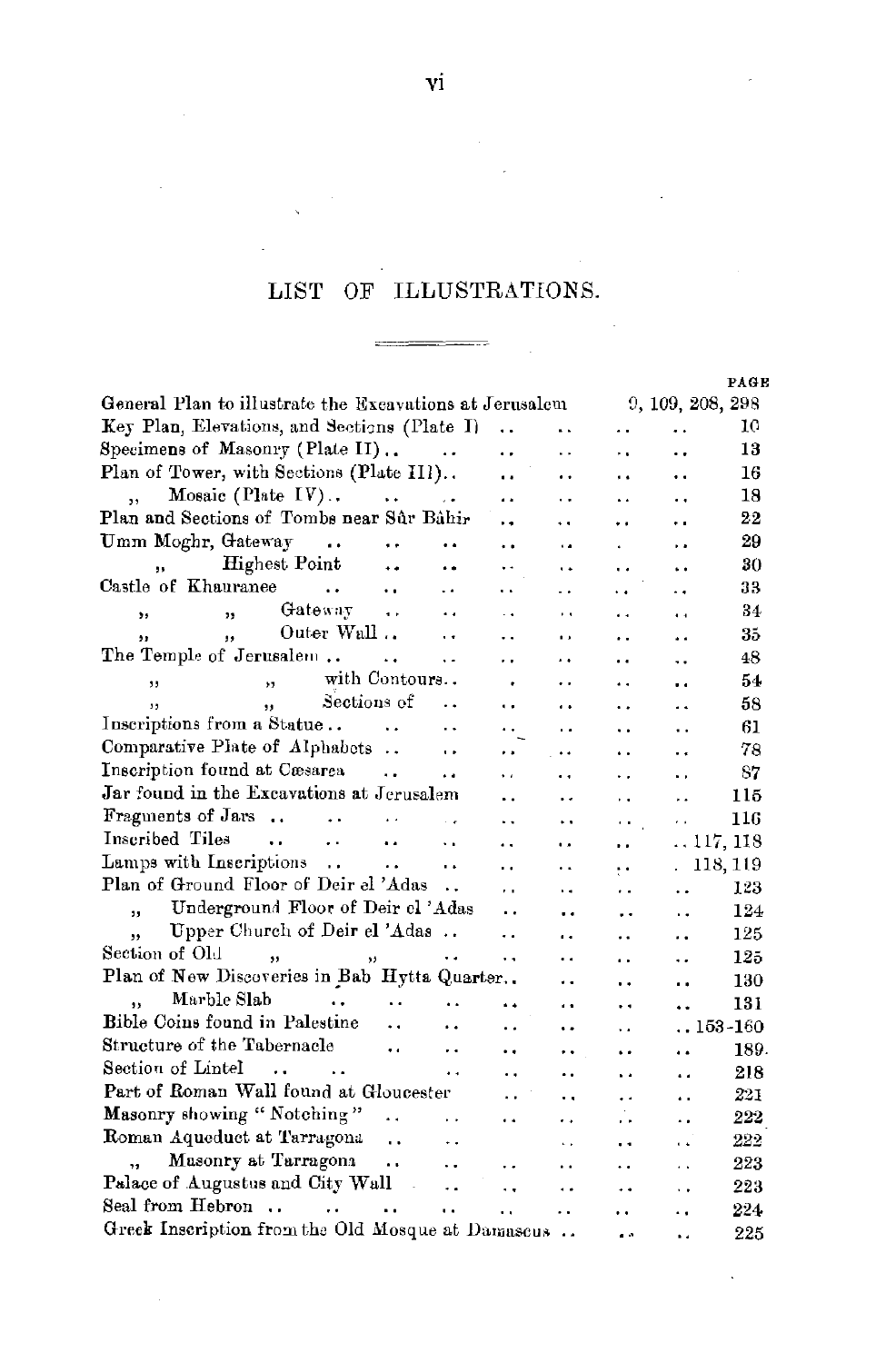# LIST OF ILLUSTRATIONS.

| | PAGE |
|---|---|
| General Plan to illustrate the Excavations at Jerusalem | 9, 109, 208, 298 |
| Key Plan, Elevations, and Sections (Plate I) | 10 |
| Specimens of Masonry (Plate II) | 13 |
| Plan of Tower, with Sections (Plate III) | 16 |
| ,, Mosaic (Plate IV) | 18 |
| Plan and Sections of Tombs near Sûr Bâhir | 22 |
| Umm Moghr, Gateway | 29 |
| ,, Highest Point | 30 |
| Castle of Khauranee | 33 |
| ,, ,, Gateway | 34 |
| ,, ,, Outer Wall | 35 |
| The Temple of Jerusalem | 48 |
| ,, ,, with Contours | 54 |
| ,, ,, Sections of | 58 |
| Inscriptions from a Statue | 61 |
| Comparative Plate of Alphabets | 78 |
| Inscription found at Cæsarea | 87 |
| Jar found in the Excavations at Jerusalem | 115 |
| Fragments of Jars | 116 |
| Inscribed Tiles | 117, 118 |
| Lamps with Inscriptions | 118, 119 |
| Plan of Ground Floor of Deir el 'Adas | 123 |
| ,, Underground Floor of Deir el 'Adas | 124 |
| ,, Upper Church of Deir el 'Adas | 125 |
| Section of Old ,, ,, | 125 |
| Plan of New Discoveries in Bab Hytta Quarter | 130 |
| ,, Marble Slab | 131 |
| Bible Coins found in Palestine | 153-160 |
| Structure of the Tabernacle | 189 |
| Section of Lintel | 218 |
| Part of Roman Wall found at Gloucester | 221 |
| Masonry showing "Notching" | 222 |
| Roman Aqueduct at Tarragona | 222 |
| ,, Masonry at Tarragona | 223 |
| Palace of Augustus and City Wall | 223 |
| Seal from Hebron | 224 |
| Greek Inscription from the Old Mosque at Damascus | 225 |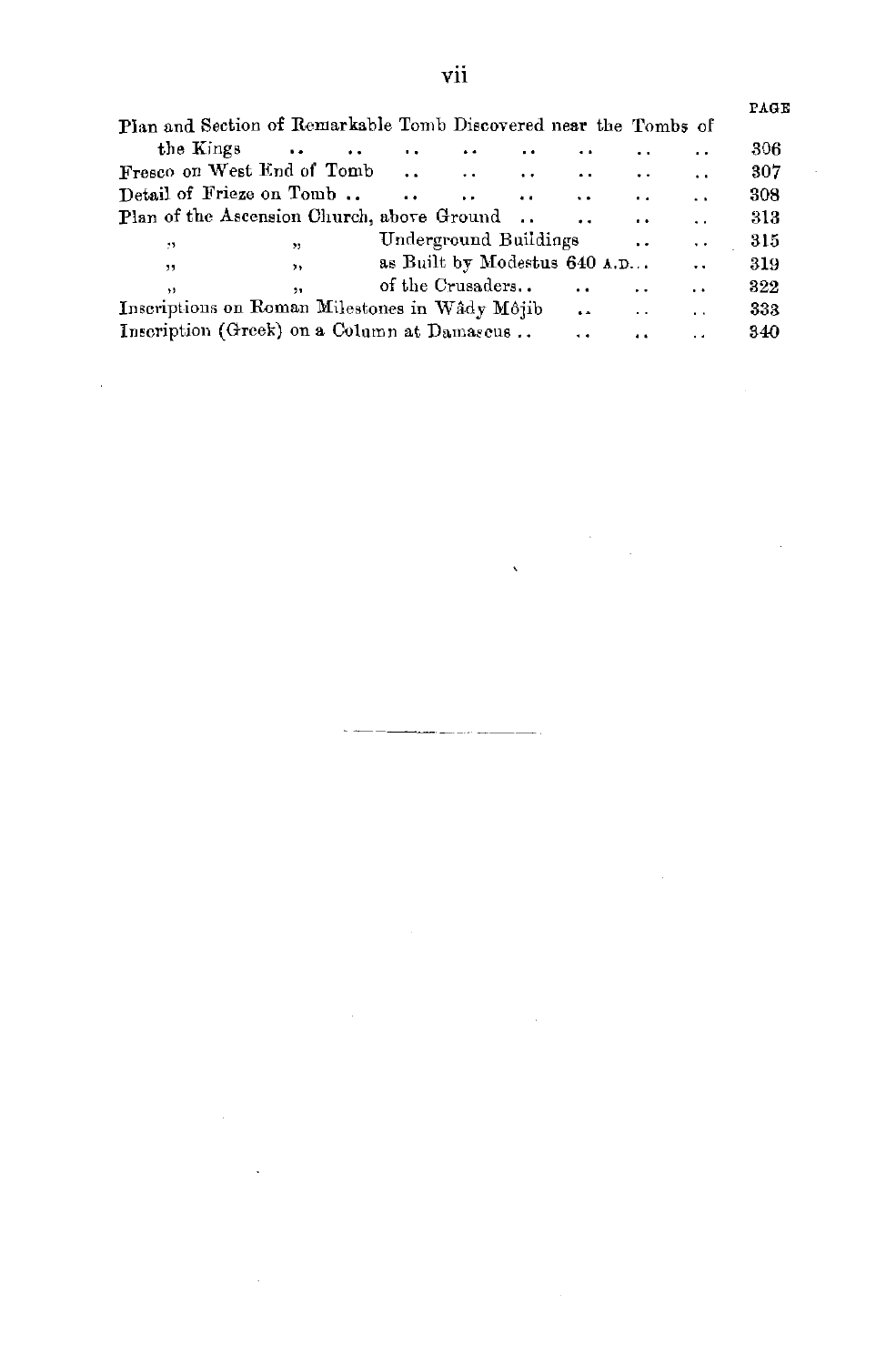| | PAGE |
|---|---|
| Plan and Section of Remarkable Tomb Discovered near the Tombs of the Kings .. .. .. .. .. .. .. .. | 306 |
| Fresco on West End of Tomb .. .. .. .. .. .. | 307 |
| Detail of Frieze on Tomb .. .. .. .. .. .. .. | 308 |
| Plan of the Ascension Church, above Ground .. .. .. .. | 313 |
| " " Underground Buildings .. .. | 315 |
| " " as Built by Modestus 640 A.D... .. | 319 |
| " " of the Crusaders.. .. .. .. | 322 |
| Inscriptions on Roman Milestones in Wâdy Môjib .. .. .. | 333 |
| Inscription (Greek) on a Column at Damascus .. .. .. .. | 340 |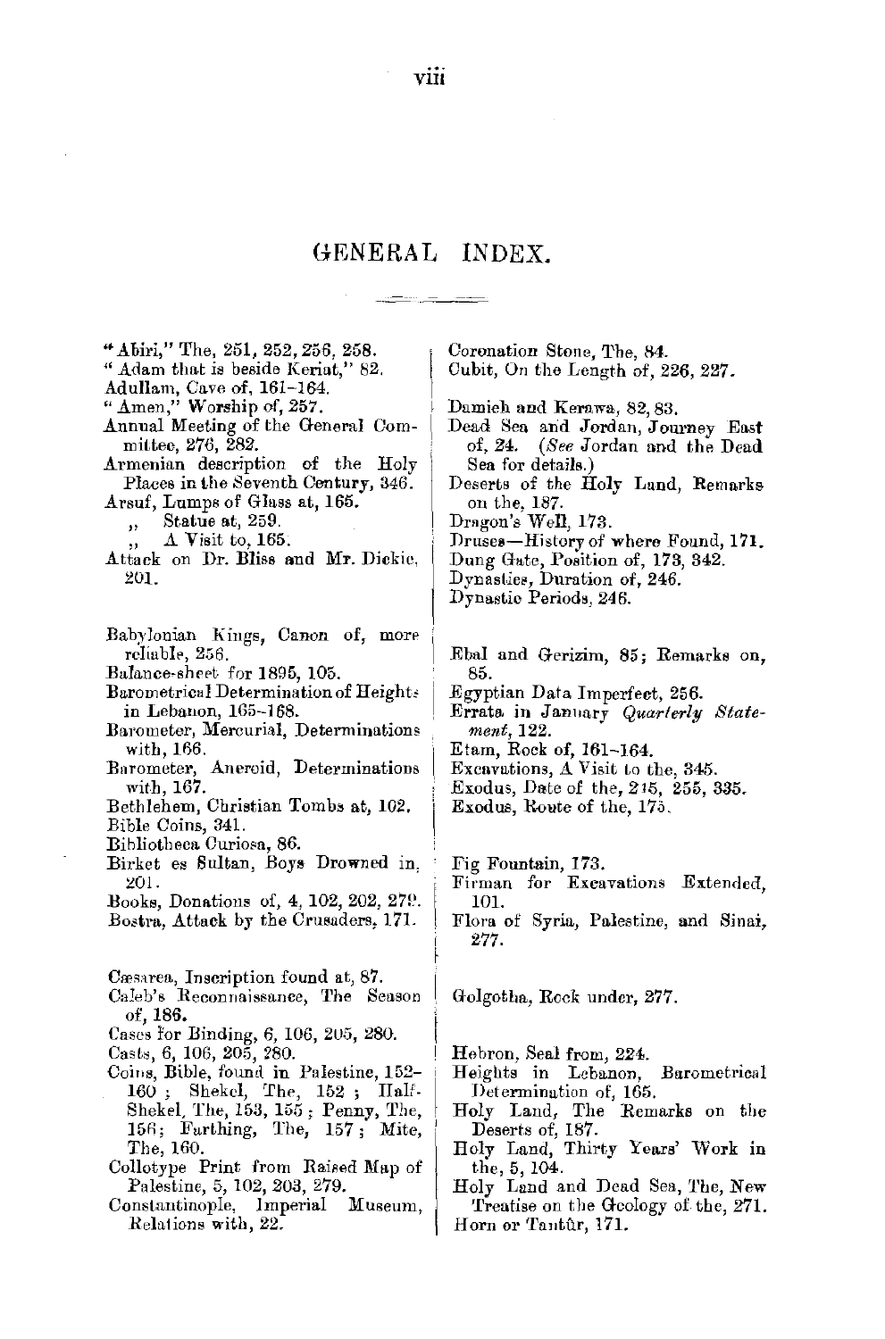# GENERAL INDEX.

"Abiri," The, 251, 252, 256, 258.
"Adam that is beside Keriat," 82.
Adullam, Cave of, 161–164.
"Amen," Worship of, 257.
Annual Meeting of the General Committee, 276, 282.
Armenian description of the Holy Places in the Seventh Century, 346.
Arsuf, Lumps of Glass at, 165.
,, Statue at, 259.
,, A Visit to, 165.
Attack on Dr. Bliss and Mr. Dickie, 201.

Babylonian Kings, Canon of, more reliable, 256.
Balance-sheet for 1895, 105.
Barometrical Determination of Heights in Lebanon, 165–168.
Barometer, Mercurial, Determinations with, 166.
Barometer, Aneroid, Determinations with, 167.
Bethlehem, Christian Tombs at, 102.
Bible Coins, 341.
Bibliotheca Curiosa, 86.
Birket es Sultan, Boys Drowned in, 201.
Books, Donations of, 4, 102, 202, 279.
Bostra, Attack by the Crusaders, 171.

Cæsarea, Inscription found at, 87.
Caleb's Reconnaissance, The Season of, 186.
Cases for Binding, 6, 106, 205, 280.
Casts, 6, 106, 205, 280.
Coins, Bible, found in Palestine, 152–160; Shekel, The, 152; Half-Shekel, The, 153, 155; Penny, The, 156; Farthing, The, 157; Mite, The, 160.
Collotype Print from Raised Map of Palestine, 5, 102, 203, 279.
Constantinople, Imperial Museum, Relations with, 22.

Coronation Stone, The, 84.
Cubit, On the Length of, 226, 227.

Damieh and Kerawa, 82, 83.
Dead Sea and Jordan, Journey East of, 24. (*See* Jordan and the Dead Sea for details.)
Deserts of the Holy Land, Remarks on the, 187.
Dragon's Well, 173.
Druses—History of where Found, 171.
Dung Gate, Position of, 173, 342.
Dynasties, Duration of, 246.
Dynastic Periods, 246.

Ebal and Gerizim, 85; Remarks on, 85.
Egyptian Data Imperfect, 256.
Errata in January *Quarterly Statement*, 122.
Etam, Rock of, 161–164.
Excavations, A Visit to the, 345.
Exodus, Date of the, 215, 255, 335.
Exodus, Route of the, 175.

Fig Fountain, 173.
Firman for Excavations Extended, 101.
Flora of Syria, Palestine, and Sinai, 277.

Golgotha, Rock under, 277.

Hebron, Seal from, 224.
Heights in Lebanon, Barometrical Determination of, 165.
Holy Land, The Remarks on the Deserts of, 187.
Holy Land, Thirty Years' Work in the, 5, 104.
Holy Land and Dead Sea, The, New Treatise on the Geology of the, 271.
Horn or Tantûr, 171.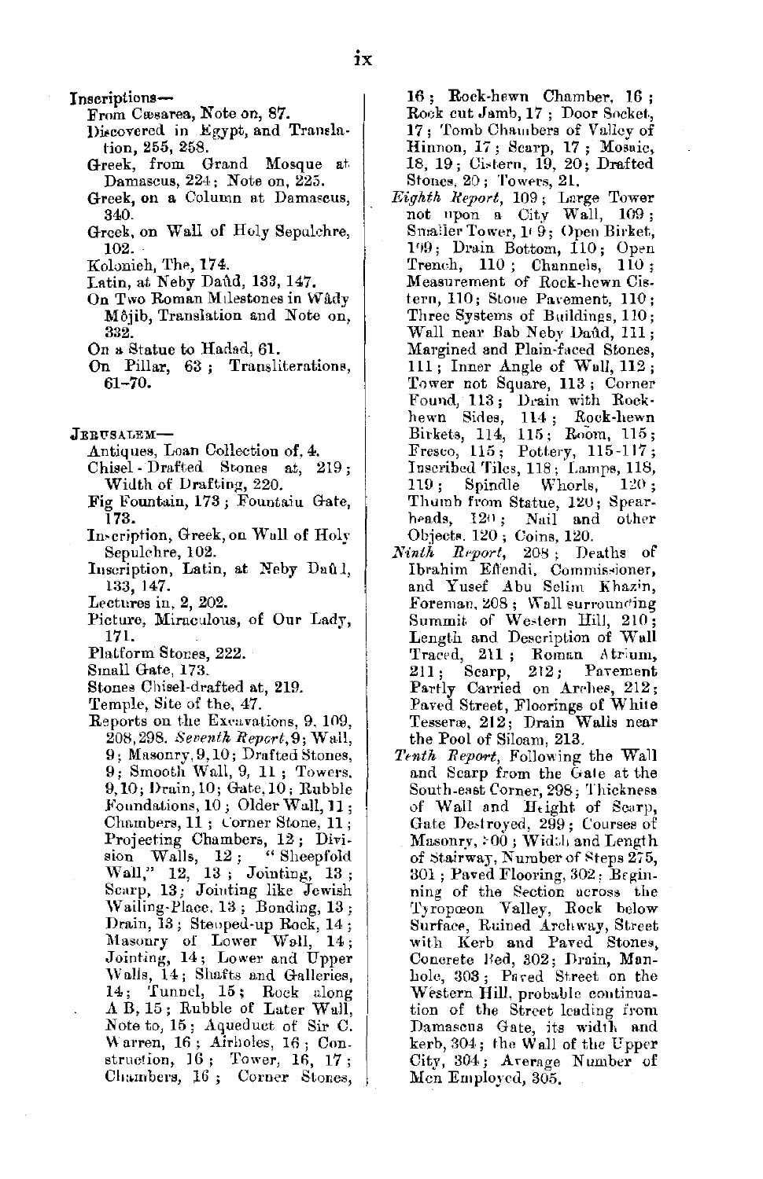Inscriptions—

- From Cæsarea, Note on, 87.
- Discovered in Egypt, and Translation, 255, 258.
- Greek, from Grand Mosque at Damascus, 224; Note on, 225.
- Greek, on a Column at Damascus, 340.
- Greek, on Wall of Holy Sepulchre, 102.
- Kolonieh, The, 174.
- Latin, at Neby Daûd, 133, 147.
- On Two Roman Milestones in Wâdy Môjib, Translation and Note on, 332.
- On a Statue to Hadad, 61.
- On Pillar, 63; Transliterations, 61–70.

JERUSALEM—

- Antiques, Loan Collection of, 4.
- Chisel-Drafted Stones at, 219; Width of Drafting, 220.
- Fig Fountain, 173; Fountain Gate, 173.
- Inscription, Greek, on Wall of Holy Sepulchre, 102.
- Inscription, Latin, at Neby Daûd, 133, 147.
- Lectures in, 2, 202.
- Picture, Miraculous, of Our Lady, 171.
- Platform Stones, 222.
- Small Gate, 173.
- Stones Chisel-drafted at, 219.
- Temple, Site of the, 47.
- Reports on the Excavations, 9, 109, 208, 298. *Seventh Report*, 9; Wall, 9; Masonry, 9, 10; Drafted Stones, 9; Smooth Wall, 9, 11; Towers, 9, 10; Drain, 10; Gate, 10; Rubble Foundations, 10; Older Wall, 11; Chambers, 11; Corner Stone, 11; Projecting Chambers, 12; Division Walls, 12; "Sheepfold Wall," 12, 13; Jointing, 13; Scarp, 13; Jointing like Jewish Wailing-Place, 13; Bonding, 13; Drain, 13; Stepped-up Rock, 14; Masonry of Lower Wall, 14; Jointing, 14; Lower and Upper Walls, 14; Shafts and Galleries, 14; Tunnel, 15; Rock along A B, 15; Rubble of Later Wall, Note to, 15; Aqueduct of Sir C. Warren, 16; Airholes, 16; Construction, 16; Tower, 16, 17; Chambers, 16; Corner Stones, 16; Rock-hewn Chamber, 16; Rock cut Jamb, 17; Door Socket, 17; Tomb Chambers of Valley of Hinnon, 17; Scarp, 17; Mosaic, 18, 19; Cistern, 19, 20; Drafted Stones, 20; Towers, 21.
  *Eighth Report*, 109; Large Tower not upon a City Wall, 109; Smaller Tower, 109; Open Birket, 109; Drain Bottom, 110; Open Trench, 110; Channels, 110; Measurement of Rock-hewn Cistern, 110; Stone Pavement, 110; Three Systems of Buildings, 110; Wall near Bab Neby Daûd, 111; Margined and Plain-faced Stones, 111; Inner Angle of Wall, 112; Tower not Square, 113; Corner Found, 113; Drain with Rock-hewn Sides, 114; Rock-hewn Birkets, 114, 115; Room, 115; Fresco, 115; Pottery, 115–117; Inscribed Tiles, 118; Lamps, 118, 119; Spindle Whorls, 120; Thumb from Statue, 120; Spear-heads, 120; Nail and other Objects, 120; Coins, 120.
  *Ninth Report*, 208; Deaths of Ibrahim Effendi, Commissioner, and Yusef Abu Selim Khazin, Foreman, 208; Wall surrounding Summit of Western Hill, 210; Length and Description of Wall Traced, 211; Roman Atrium, 211; Scarp, 212; Pavement Partly Carried on Arches, 212; Paved Street, Floorings of White Tesseræ, 212; Drain Walls near the Pool of Siloam, 213.
  *Tenth Report*, Following the Wall and Scarp from the Gate at the South-east Corner, 298; Thickness of Wall and Height of Scarp, Gate Destroyed, 299; Courses of Masonry, 300; Width and Length of Stairway, Number of Steps 275, 301; Paved Flooring, 302; Beginning of the Section across the Tyropœon Valley, Rock below Surface, Ruined Archway, Street with Kerb and Paved Stones, Concrete Bed, 302; Drain, Manhole, 303; Paved Street on the Western Hill, probable continuation of the Street leading from Damascus Gate, its width and kerb, 304; the Wall of the Upper City, 304; Average Number of Men Employed, 305.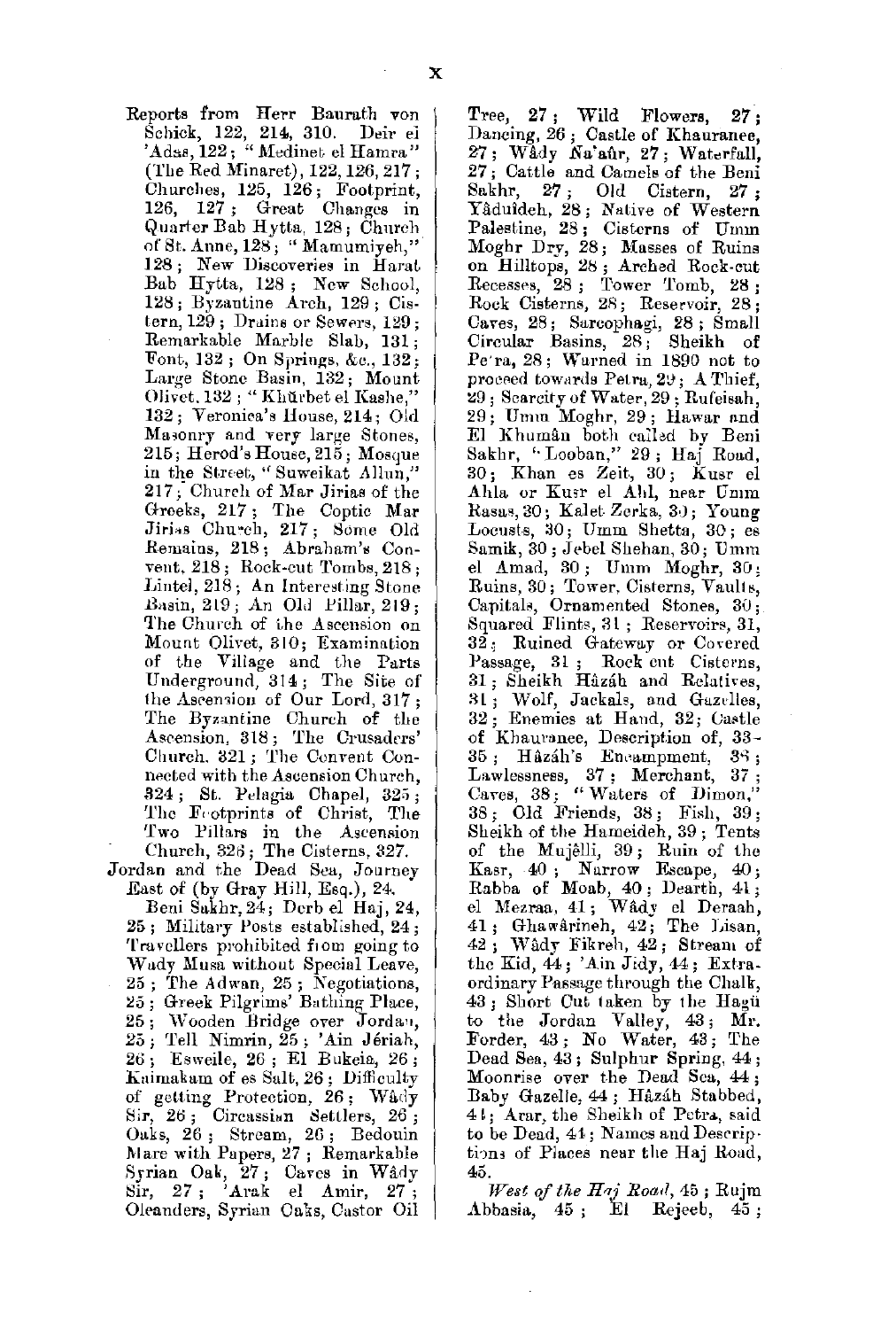Reports from Herr Baurath von Schick, 122, 214, 310. Deir el 'Adas, 122; "Medinet el Hamra" (The Red Minaret), 122, 126, 217; Churches, 125, 126; Footprint, 126, 127; Great Changes in Quarter Bab Hytta, 128; Church of St. Anne, 128; "Mamumiyeh," 128; New Discoveries in Harat Bab Hytta, 128; New School, 128; Byzantine Arch, 129; Cistern, 129; Drains or Sewers, 129; Remarkable Marble Slab, 131; Font, 132; On Springs, &c., 132; Large Stone Basin, 132; Mount Olivet, 132; "Khŭrbet el Kashe," 132; Veronica's House, 214; Old Masonry and very large Stones, 215; Herod's House, 215; Mosque in the Street, "Suweikat Allun," 217; Church of Mar Jirias of the Greeks, 217; The Coptic Mar Jirias Church, 217; Some Old Remains, 218; Abraham's Convent, 218; Rock-cut Tombs, 218; Lintel, 218; An Interesting Stone Basin, 219; An Old Pillar, 219; The Church of the Ascension on Mount Olivet, 310; Examination of the Village and the Parts Underground, 314; The Site of the Ascension of Our Lord, 317; The Byzantine Church of the Ascension, 318; The Crusaders' Church, 321; The Convent Connected with the Ascension Church, 324; St. Pelagia Chapel, 325; The Footprints of Christ, The Two Pillars in the Ascension Church, 326; The Cisterns, 327.

Jordan and the Dead Sea, Journey East of (by Gray Hill, Esq.), 24.

Beni Sakhr, 24; Derb el Haj, 24, 25; Military Posts established, 24; Travellers prohibited from going to Wady Musa without Special Leave, 25; The Adwan, 25; Negotiations, 25; Greek Pilgrims' Bathing Place, 25; Wooden Bridge over Jordan, 25; Tell Nimrin, 25; 'Ain Jériah, 26; Esweile, 26; El Bukeia, 26; Kaimakam of es Salt, 26; Difficulty of getting Protection, 26; Wâdy Sir, 26; Circassian Settlers, 26; Oaks, 26; Stream, 26; Bedouin Mare with Papers, 27; Remarkable Syrian Oak, 27; Caves in Wâdy Sir, 27; 'Arak el Amir, 27; Oleanders, Syrian Oaks, Castor Oil Tree, 27; Wild Flowers, 27; Dancing, 26; Castle of Khauranee, 27; Wâdy Na'aûr, 27; Waterfall, 27; Cattle and Camels of the Beni Sakhr, 27; Old Cistern, 27; Yâduîdeh, 28; Native of Western Palestine, 28; Cisterns of Umm Moghr Dry, 28; Masses of Ruins on Hilltops, 28; Arched Rock-cut Recesses, 28; Tower Tomb, 28; Rock Cisterns, 28; Reservoir, 28; Caves, 28; Sarcophagi, 28; Small Circular Basins, 28; Sheikh of Pe'ra, 28; Warned in 1890 not to proceed towards Petra, 29; A Thief, 29; Scarcity of Water, 29; Rufeisah, 29; Umm Moghr, 29; Hawar and El Khumân both called by Beni Sakhr, "Looban," 29; Haj Road, 30; Khan es Zeit, 30; Kusr el Ahla or Kusr el Ahl, near Umm Rasas, 30; Kalet Zerka, 30; Young Locusts, 30; Umm Shetta, 30; es Samik, 30; Jebel Shehan, 30; Umm el Amad, 30; Umm Moghr, 30; Ruins, 30; Tower, Cisterns, Vaults, Capitals, Ornamented Stones, 30; Squared Flints, 31; Reservoirs, 31, 32; Ruined Gateway or Covered Passage, 31; Rock cut Cisterns, 31; Sheikh Hâzáh and Relatives, 31; Wolf, Jackals, and Gazelles, 32; Enemies at Hand, 32; Castle of Khauranee, Description of, 33-35; Hâzáh's Encampment, 38; Lawlessness, 37; Merchant, 37; Caves, 38; "Waters of Dimon," 38; Old Friends, 38; Fish, 39; Sheikh of the Hameideh, 39; Tents of the Mujêlli, 39; Ruin of the Kasr, 40; Narrow Escape, 40; Rabba of Moab, 40; Dearth, 41; el Mezraa, 41; Wâdy el Deraah, 41; Ghawârineh, 42; The Lisan, 42; Wâdy Fikreh, 42; Stream of the Kid, 44; 'Ain Jidy, 44; Extraordinary Passage through the Chalk, 43; Short Cut taken by the Hagü to the Jordan Valley, 43; Mr. Forder, 43; No Water, 43; The Dead Sea, 43; Sulphur Spring, 44; Moonrise over the Dead Sea, 44; Baby Gazelle, 44; Hâzáh Stabbed, 44; Arar, the Sheikh of Petra, said to be Dead, 44; Names and Descriptions of Places near the Haj Road, 45.

*West of the Haj Road*, 45; Rujm Abbasia, 45; El Rejeeb, 45;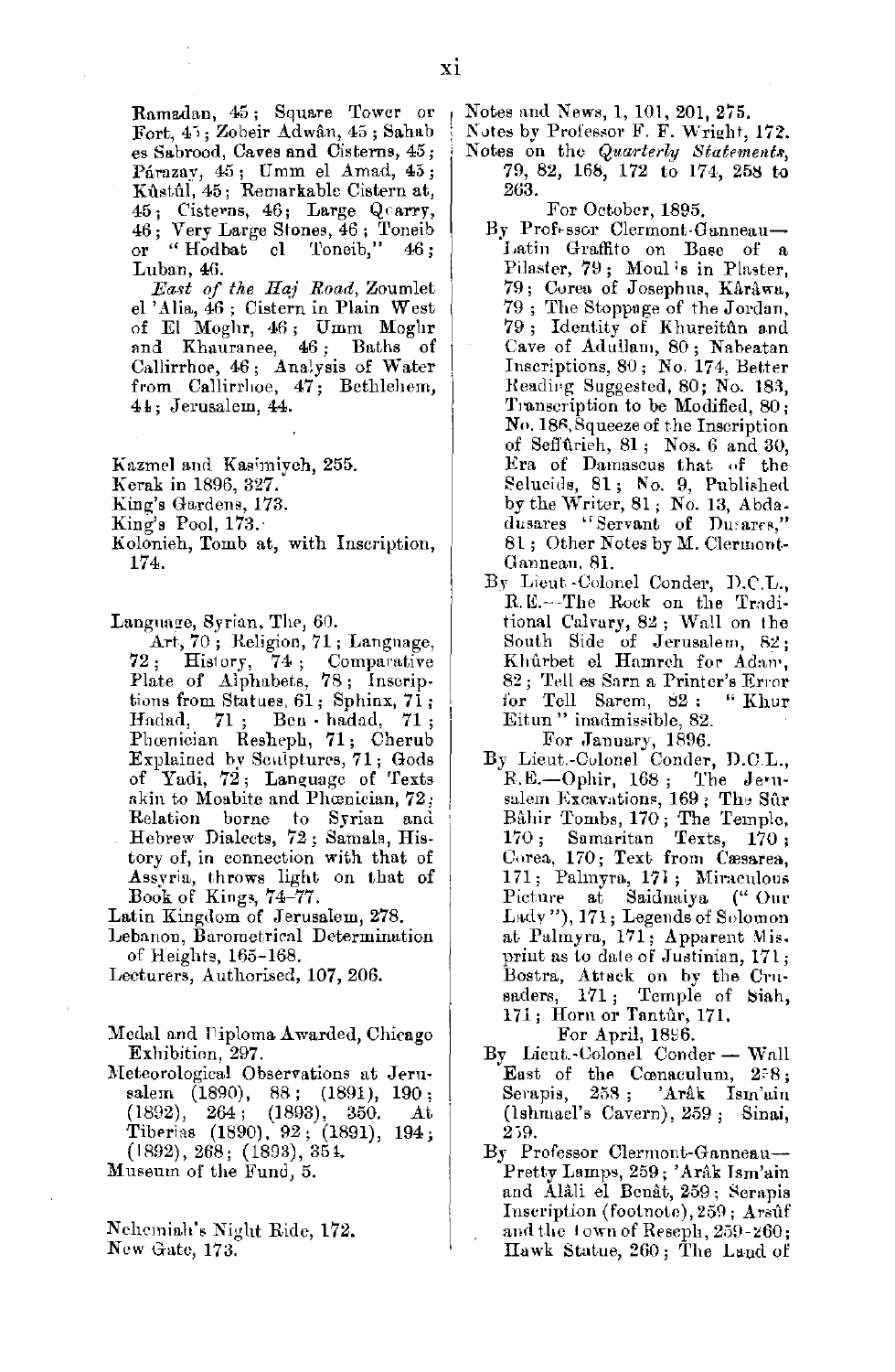Ramadan, 45; Square Tower or Fort, 45; Zobeir Adwân, 45; Sahab es Sabrood, Caves and Cisterns, 45; Párazay, 45; Umm el Amad, 45; Kûstûl, 45; Remarkable Cistern at, 45; Cisterns, 46; Large Quarry, 46; Very Large Stones, 46; Toneib or "Hodbat el Toneib," 46; Luban, 46.

*East of the Haj Road*, Zoumlet el 'Alia, 46; Cistern in Plain West of El Moghr, 46; Umm Moghr and Khauranee, 46; Baths of Callirrhoe, 46; Analysis of Water from Callirrhoe, 47; Bethlehem, 44; Jerusalem, 44.

Kazmel and Kasimiyeh, 255.
Kerak in 1896, 327.
King's Gardens, 173.
King's Pool, 173.
Kolonieh, Tomb at, with Inscription, 174.

Language, Syrian, The, 60.
Art, 70; Religion, 71; Language, 72; History, 74; Comparative Plate of Alphabets, 78; Inscriptions from Statues, 61; Sphinx, 71; Hadad, 71; Ben-hadad, 71; Phœnician Resheph, 71; Cherub Explained by Sculptures, 71; Gods of Yadi, 72; Language of Texts akin to Moabite and Phœnician, 72; Relation borne to Syrian and Hebrew Dialects, 72; Samala, History of, in connection with that of Assyria, throws light on that of Book of Kings, 74–77.
Latin Kingdom of Jerusalem, 278.
Lebanon, Barometrical Determination of Heights, 165–168.
Lecturers, Authorised, 107, 206.

Medal and Diploma Awarded, Chicago Exhibition, 297.
Meteorological Observations at Jerusalem (1890), 88; (1891), 190; (1892), 264; (1893), 350. At Tiberias (1890), 92; (1891), 194; (1892), 268; (1893), 354.
Museum of the Fund, 5.

Nehemiah's Night Ride, 172.
New Gate, 173.
Notes and News, 1, 101, 201, 275.
Notes by Professor F. F. Wright, 172.
Notes on the *Quarterly Statements*, 79, 82, 168, 172 to 174, 258 to 263.

For October, 1895.

By Professor Clermont-Ganneau—Latin Graffito on Base of a Pilaster, 79; Moulds in Plaster, 79; Corea of Josephus, Kârâwa, 79; The Stoppage of the Jordan, 79; Identity of Khureitûn and Cave of Adullam, 80; Nabeatan Inscriptions, 80; No. 174, Better Reading Suggested, 80; No. 183, Transcription to be Modified, 80; No. 186, Squeeze of the Inscription of Seffûrieh, 81; Nos. 6 and 30, Era of Damascus that of the Seleucids, 81; No. 9, Published by the Writer, 81; No. 13, Abdadusares "Servant of Dusares," 81; Other Notes by M. Clermont-Ganneau, 81.

By Lieut.-Colonel Conder, D.C.L., R.E.—The Rock on the Traditional Calvary, 82; Wall on the South Side of Jerusalem, 82; Khûrbet el Hamreh for Adam, 82; Tell es Sarn a Printer's Error for Tell Sarem, 82; "Khur Eitun" inadmissible, 82.

For January, 1896.

By Lieut.-Colonel Conder, D.C.L., R.E.—Ophir, 168; The Jerusalem Excavations, 169; The Sûr Bâhir Tombs, 170; The Temple, 170; Samaritan Texts, 170; Corea, 170; Text from Cæsarea, 171; Palmyra, 171; Miraculous Picture at Saidnaiya ("Our Lady"), 171; Legends of Solomon at Palmyra, 171; Apparent Misprint as to date of Justinian, 171; Bostra, Attack on by the Crusaders, 171; Temple of Siah, 171; Horn or Tantûr, 171.

For April, 1896.

By Lieut.-Colonel Conder — Wall East of the Cœnaculum, 258; Serapis, 258; 'Arâk Ism'ain (Ishmael's Cavern), 259; Sinai, 259.

By Professor Clermont-Ganneau—Pretty Lamps, 259; 'Arâk Ism'ain and Âlâli el Benât, 259; Serapis Inscription (footnote), 259; Arsûf and the Town of Reseph, 259–260; Hawk Statue, 260; The Land of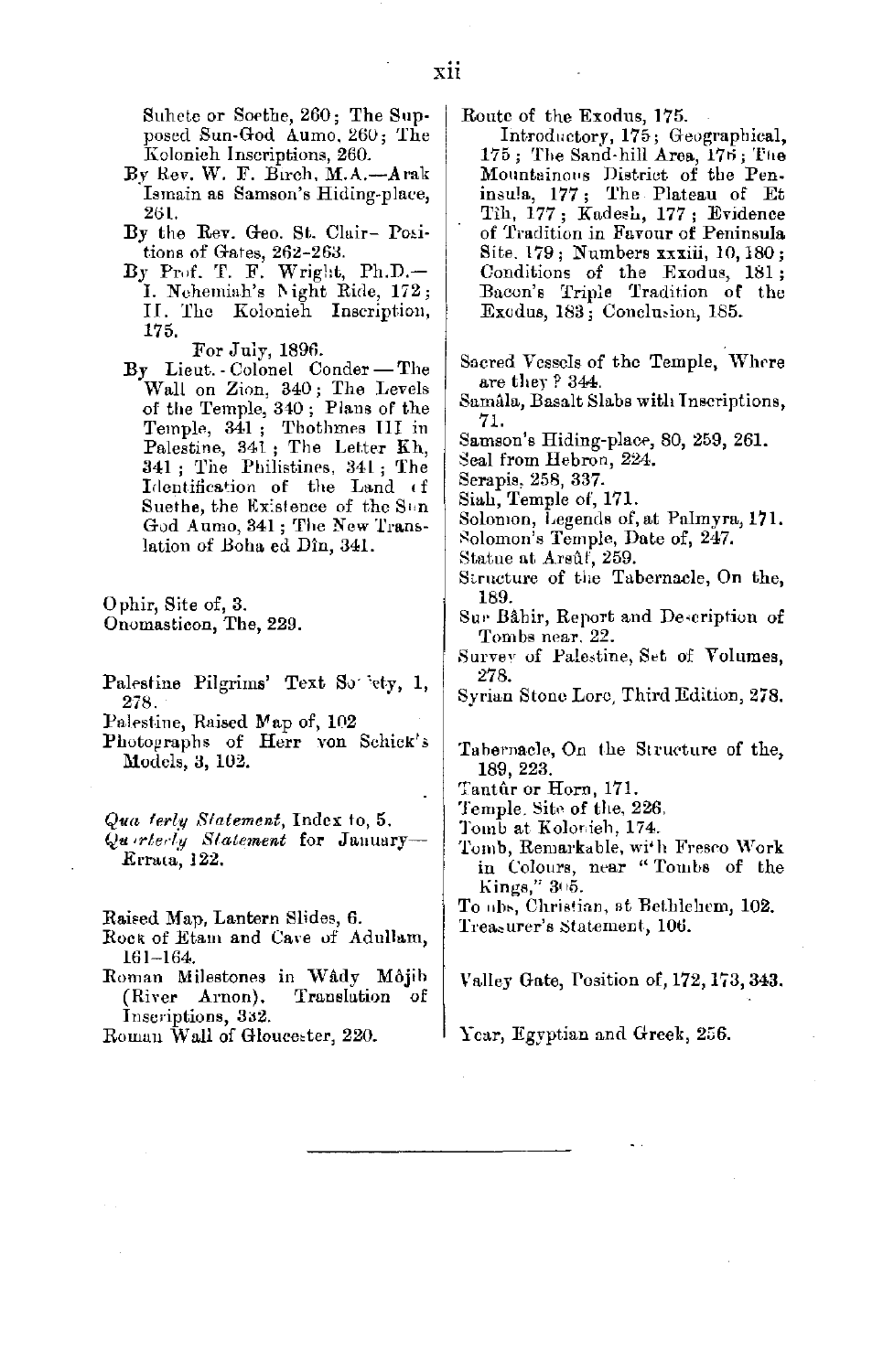Suhete or Soethe, 260; The Supposed Sun-God Aumo, 260; The Kolonieh Inscriptions, 260.

By Rev. W. F. Birch, M.A.—Arak Ismain as Samson's Hiding-place, 261.

By the Rev. Geo. St. Clair—Positions of Gates, 262-263.

By Prof. T. F. Wright, Ph.D.—I. Nehemiah's Night Ride, 172; II. The Kolonieh Inscription, 175.

For July, 1896.

By Lieut.-Colonel Conder—The Wall on Zion, 340; The Levels of the Temple, 340; Plans of the Temple, 341; Thothmes III in Palestine, 341; The Letter Kh, 341; The Philistines, 341; The Identification of the Land of Suethe, the Existence of the Sun God Aumo, 341; The New Translation of Boha ed Dîn, 341.

Ophir, Site of, 3.
Onomasticon, The, 229.

Palestine Pilgrims' Text Society, 1, 278.
Palestine, Raised Map of, 102
Photographs of Herr von Schick's Models, 3, 102.

*Quarterly Statement*, Index to, 5.
*Quarterly Statement* for January—Errata, 122.

Raised Map, Lantern Slides, 6.
Rock of Etam and Cave of Adullam, 161–164.
Roman Milestones in Wâdy Môjib (River Arnon), Translation of Inscriptions, 332.
Roman Wall of Gloucester, 220.

Route of the Exodus, 175.
Introductory, 175; Geographical, 175; The Sand-hill Area, 176; The Mountainous District of the Peninsula, 177; The Plateau of Et Tîh, 177; Kadesh, 177; Evidence of Tradition in Favour of Peninsula Site, 179; Numbers xxxiii, 10, 180; Conditions of the Exodus, 181; Bacon's Triple Tradition of the Exodus, 183; Conclusion, 185.

Sacred Vessels of the Temple, Where are they? 344.
Samâla, Basalt Slabs with Inscriptions, 71.
Samson's Hiding-place, 80, 259, 261.
Seal from Hebron, 224.
Serapis, 258, 337.
Siah, Temple of, 171.
Solomon, Legends of, at Palmyra, 171.
Solomon's Temple, Date of, 247.
Statue at Arsûf, 259.
Structure of the Tabernacle, On the, 189.
Sur Bâhir, Report and Description of Tombs near, 22.
Survey of Palestine, Set of Volumes, 278.
Syrian Stone Lore, Third Edition, 278.

Tabernacle, On the Structure of the, 189, 223.
Tantûr or Horn, 171.
Temple, Site of the, 226.
Tomb at Kolonieh, 174.
Tomb, Remarkable, with Fresco Work in Colours, near "Tombs of the Kings," 305.
Tombs, Christian, at Bethlehem, 102.
Treasurer's Statement, 106.

Valley Gate, Position of, 172, 173, 343.

Year, Egyptian and Greek, 256.